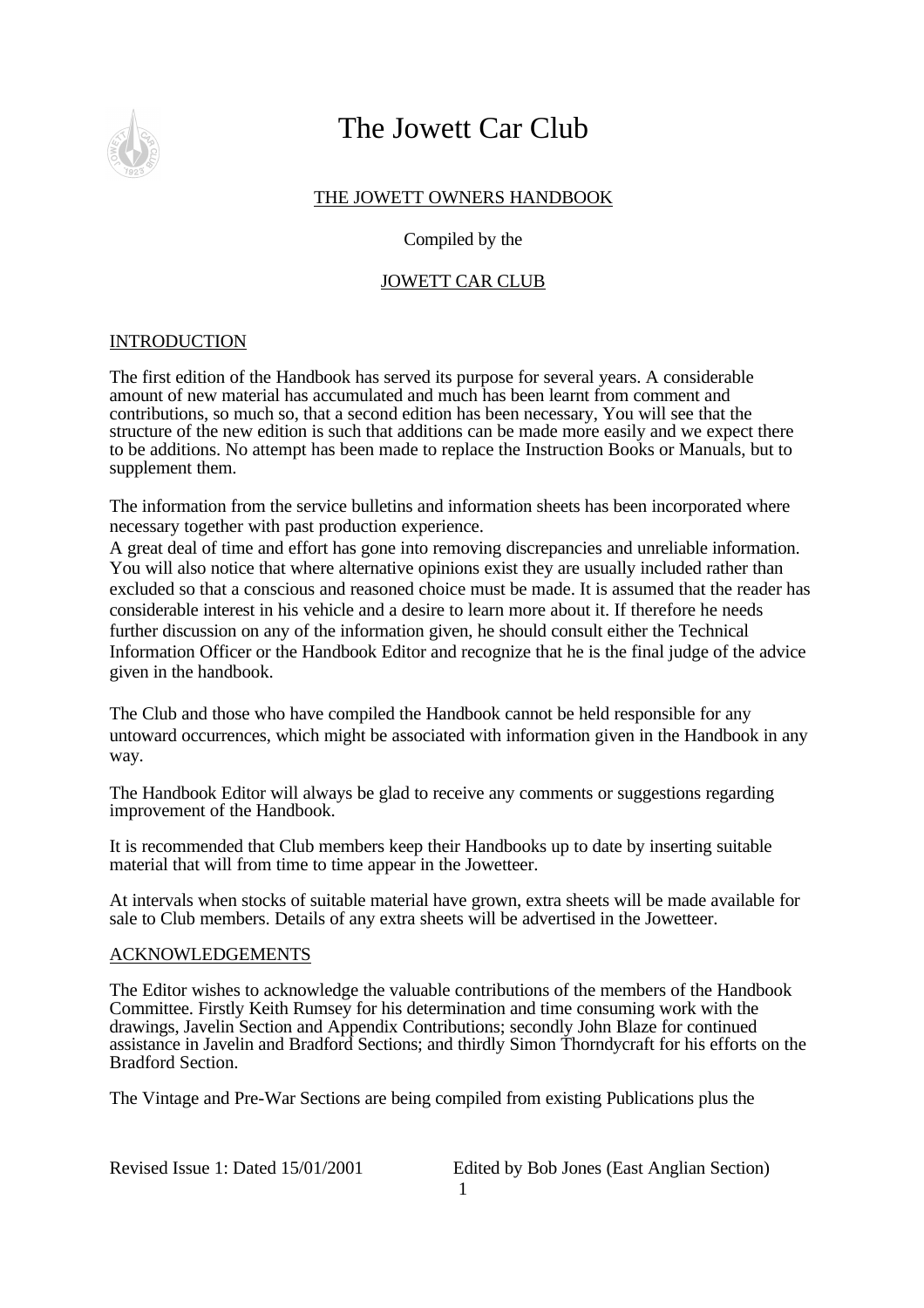# The Jowett Car Club

THE JOWETT OWNERS HANDBOOK

Compiled by the

JOWETT CAR CLUB

## INTRODUCTION

The first edition of the Handbook has served its purpose for several years. A considerable amount of new material has accumulated and much has been learnt from comment and contributions, so much so, that a second edition has been necessary, You will see that the structure of the new edition is such that additions can be made more easily and we expect there to be additions. No attempt has been made to replace the Instruction Books or Manuals, but to supplement them.

The information from the service bulletins and information sheets has been incorporated where necessary together with past production experience.
A great deal of time and effort has gone into removing discrepancies and unreliable information. You will also notice that where alternative opinions exist they are usually included rather than excluded so that a conscious and reasoned choice must be made. It is assumed that the reader has considerable interest in his vehicle and a desire to learn more about it. If therefore he needs further discussion on any of the information given, he should consult either the Technical Information Officer or the Handbook Editor and recognize that he is the final judge of the advice given in the handbook.

The Club and those who have compiled the Handbook cannot be held responsible for any untoward occurrences, which might be associated with information given in the Handbook in any way.

The Handbook Editor will always be glad to receive any comments or suggestions regarding improvement of the Handbook.

It is recommended that Club members keep their Handbooks up to date by inserting suitable material that will from time to time appear in the Jowetteer.

At intervals when stocks of suitable material have grown, extra sheets will be made available for sale to Club members. Details of any extra sheets will be advertised in the Jowetteer.

## ACKNOWLEDGEMENTS

The Editor wishes to acknowledge the valuable contributions of the members of the Handbook Committee. Firstly Keith Rumsey for his determination and time consuming work with the drawings, Javelin Section and Appendix Contributions; secondly John Blaze for continued assistance in Javelin and Bradford Sections; and thirdly Simon Thorndycraft for his efforts on the Bradford Section.

The Vintage and Pre-War Sections are being compiled from existing Publications plus the

Revised Issue 1: Dated 15/01/2001 Edited by Bob Jones (East Anglian Section)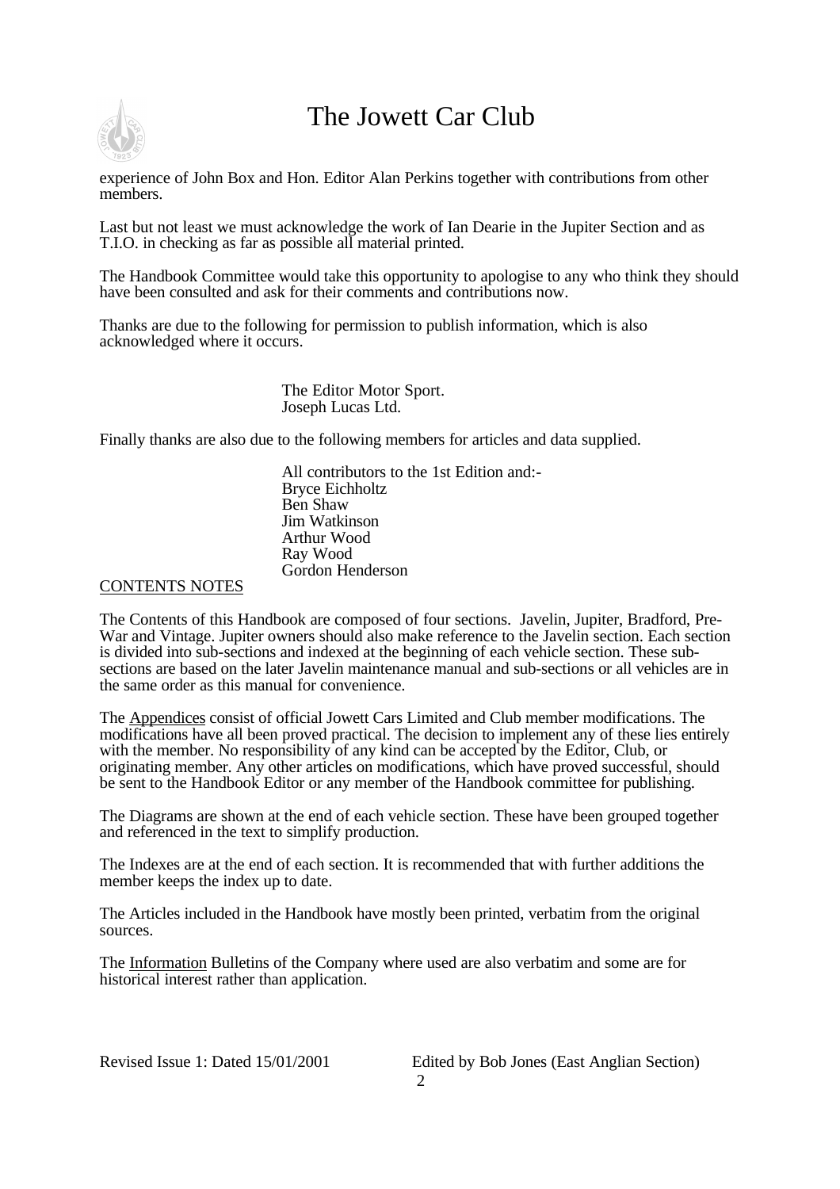experience of John Box and Hon. Editor Alan Perkins together with contributions from other members.

Last but not least we must acknowledge the work of Ian Dearie in the Jupiter Section and as T.I.O. in checking as far as possible all material printed.

The Handbook Committee would take this opportunity to apologise to any who think they should have been consulted and ask for their comments and contributions now.

Thanks are due to the following for permission to publish information, which is also acknowledged where it occurs.

The Editor Motor Sport.
Joseph Lucas Ltd.

Finally thanks are also due to the following members for articles and data supplied.

All contributors to the 1st Edition and:-
Bryce Eichholtz
Ben Shaw
Jim Watkinson
Arthur Wood
Ray Wood
Gordon Henderson

CONTENTS NOTES

The Contents of this Handbook are composed of four sections. Javelin, Jupiter, Bradford, Pre-War and Vintage. Jupiter owners should also make reference to the Javelin section. Each section is divided into sub-sections and indexed at the beginning of each vehicle section. These sub-sections are based on the later Javelin maintenance manual and sub-sections or all vehicles are in the same order as this manual for convenience.

The Appendices consist of official Jowett Cars Limited and Club member modifications. The modifications have all been proved practical. The decision to implement any of these lies entirely with the member. No responsibility of any kind can be accepted by the Editor, Club, or originating member. Any other articles on modifications, which have proved successful, should be sent to the Handbook Editor or any member of the Handbook committee for publishing.

The Diagrams are shown at the end of each vehicle section. These have been grouped together and referenced in the text to simplify production.

The Indexes are at the end of each section. It is recommended that with further additions the member keeps the index up to date.

The Articles included in the Handbook have mostly been printed, verbatim from the original sources.

The Information Bulletins of the Company where used are also verbatim and some are for historical interest rather than application.